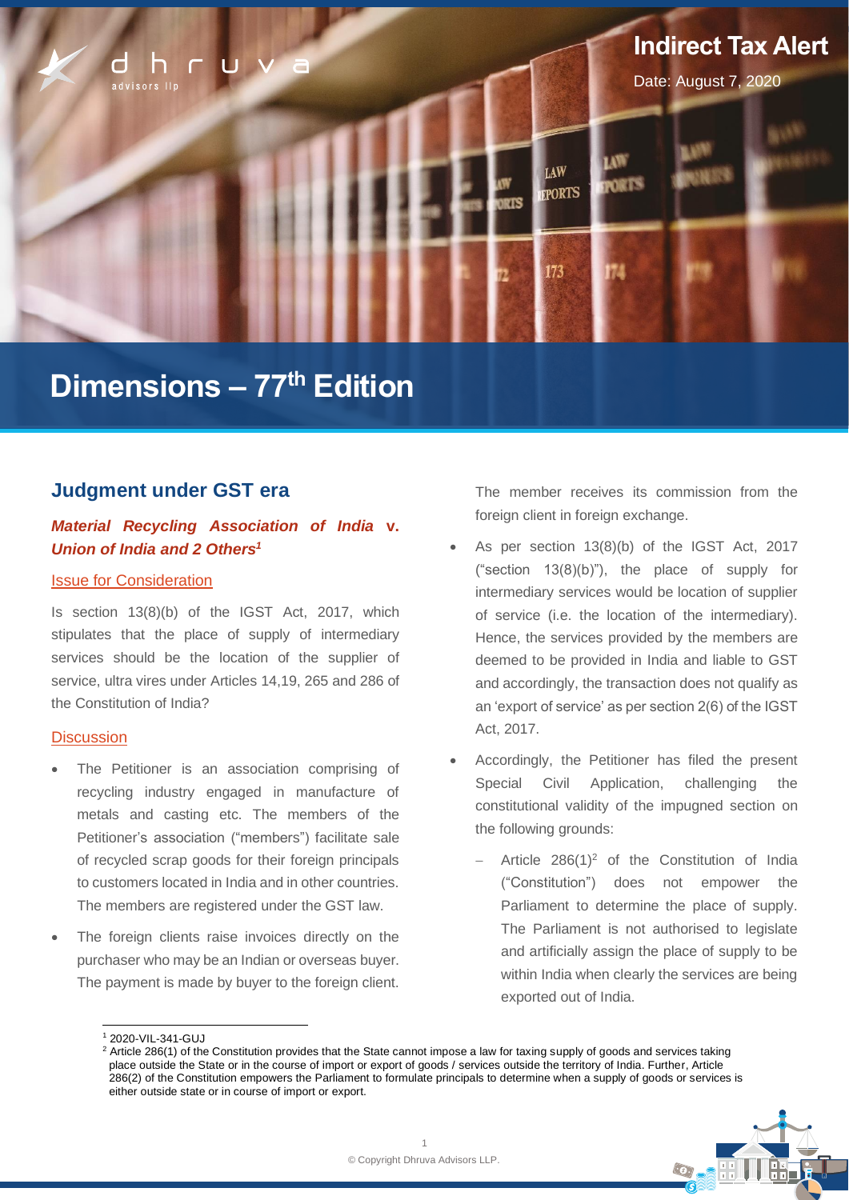# Indirect Tax Alert

Date: August 7, 2020

# Dimensions – 77th Edition

## Judgment under GST era

### *Material Recycling Association of India* v. *Union of India and 2 Others*[1]

#### Issue for Consideration

Is section 13(8)(b) of the IGST Act, 2017, which stipulates that the place of supply of intermediary services should be the location of the supplier of service, ultra vires under Articles 14,19, 265 and 286 of the Constitution of India?

#### Discussion

- The Petitioner is an association comprising of recycling industry engaged in manufacture of metals and casting etc. The members of the Petitioner's association ("members") facilitate sale of recycled scrap goods for their foreign principals to customers located in India and in other countries. The members are registered under the GST law.
- The foreign clients raise invoices directly on the purchaser who may be an Indian or overseas buyer. The payment is made by buyer to the foreign client. The member receives its commission from the foreign client in foreign exchange.
- As per section 13(8)(b) of the IGST Act, 2017 ("section 13(8)(b)"), the place of supply for intermediary services would be location of supplier of service (i.e. the location of the intermediary). Hence, the services provided by the members are deemed to be provided in India and liable to GST and accordingly, the transaction does not qualify as an 'export of service' as per section 2(6) of the IGST Act, 2017.
- Accordingly, the Petitioner has filed the present Special Civil Application, challenging the constitutional validity of the impugned section on the following grounds:
  - Article 286(1)[2] of the Constitution of India ("Constitution") does not empower the Parliament to determine the place of supply. The Parliament is not authorised to legislate and artificially assign the place of supply to be within India when clearly the services are being exported out of India.

---

[1] 2020-VIL-341-GUJ

[2] Article 286(1) of the Constitution provides that the State cannot impose a law for taxing supply of goods and services taking place outside the State or in the course of import or export of goods / services outside the territory of India. Further, Article 286(2) of the Constitution empowers the Parliament to formulate principals to determine when a supply of goods or services is either outside state or in course of import or export.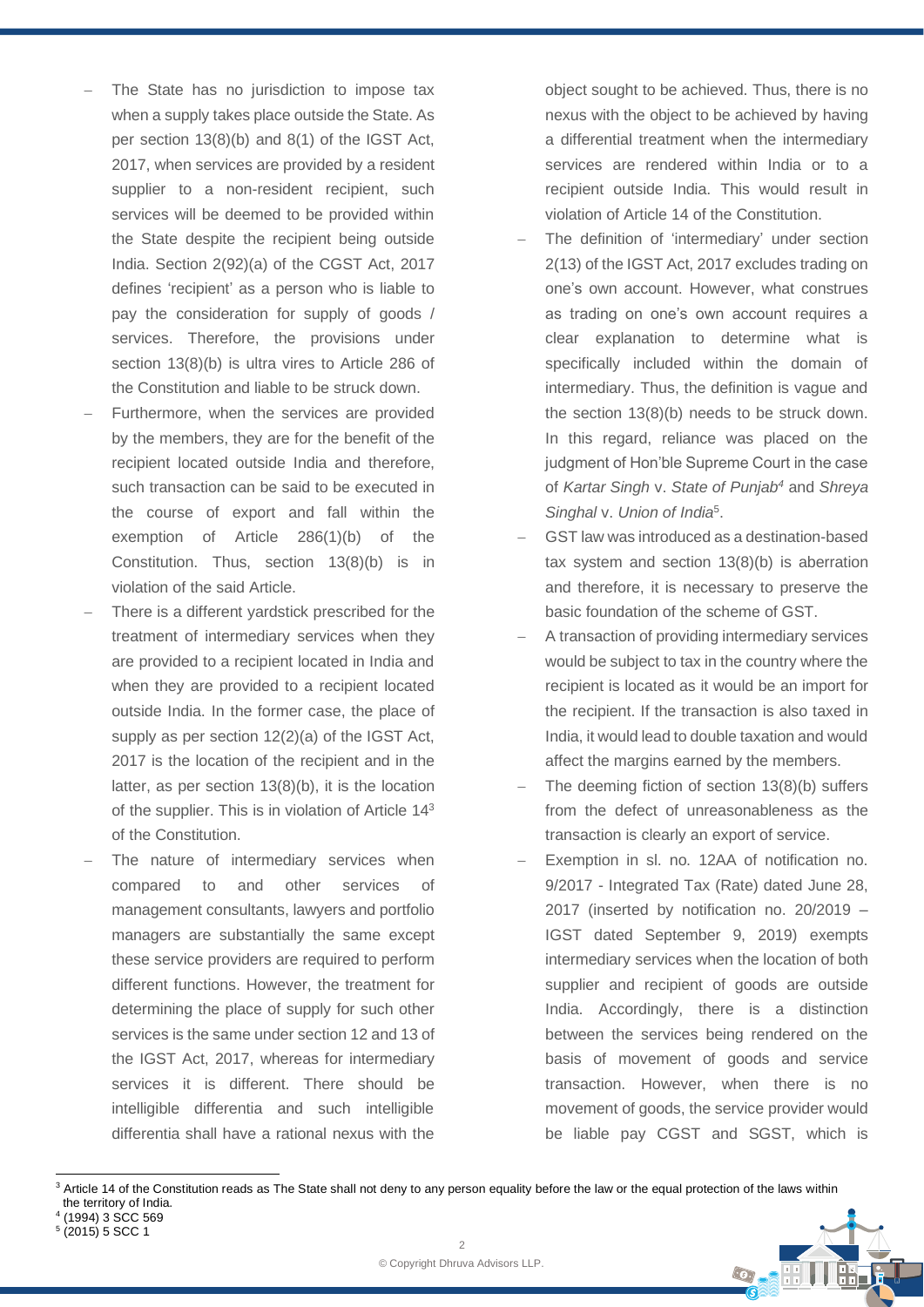- The State has no jurisdiction to impose tax when a supply takes place outside the State. As per section 13(8)(b) and 8(1) of the IGST Act, 2017, when services are provided by a resident supplier to a non-resident recipient, such services will be deemed to be provided within the State despite the recipient being outside India. Section 2(92)(a) of the CGST Act, 2017 defines 'recipient' as a person who is liable to pay the consideration for supply of goods / services. Therefore, the provisions under section 13(8)(b) is ultra vires to Article 286 of the Constitution and liable to be struck down.
- Furthermore, when the services are provided by the members, they are for the benefit of the recipient located outside India and therefore, such transaction can be said to be executed in the course of export and fall within the exemption of Article 286(1)(b) of the Constitution. Thus, section 13(8)(b) is in violation of the said Article.
- There is a different yardstick prescribed for the treatment of intermediary services when they are provided to a recipient located in India and when they are provided to a recipient located outside India. In the former case, the place of supply as per section 12(2)(a) of the IGST Act, 2017 is the location of the recipient and in the latter, as per section 13(8)(b), it is the location of the supplier. This is in violation of Article 14[3] of the Constitution.
- The nature of intermediary services when compared to and other services of management consultants, lawyers and portfolio managers are substantially the same except these service providers are required to perform different functions. However, the treatment for determining the place of supply for such other services is the same under section 12 and 13 of the IGST Act, 2017, whereas for intermediary services it is different. There should be intelligible differentia and such intelligible differentia shall have a rational nexus with the object sought to be achieved. Thus, there is no nexus with the object to be achieved by having a differential treatment when the intermediary services are rendered within India or to a recipient outside India. This would result in violation of Article 14 of the Constitution.
- The definition of 'intermediary' under section 2(13) of the IGST Act, 2017 excludes trading on one's own account. However, what construes as trading on one's own account requires a clear explanation to determine what is specifically included within the domain of intermediary. Thus, the definition is vague and the section 13(8)(b) needs to be struck down. In this regard, reliance was placed on the judgment of Hon'ble Supreme Court in the case of *Kartar Singh* v. *State of Punjab*[4] and *Shreya Singhal* v. *Union of India*[5].
- GST law was introduced as a destination-based tax system and section 13(8)(b) is aberration and therefore, it is necessary to preserve the basic foundation of the scheme of GST.
- A transaction of providing intermediary services would be subject to tax in the country where the recipient is located as it would be an import for the recipient. If the transaction is also taxed in India, it would lead to double taxation and would affect the margins earned by the members.
- The deeming fiction of section 13(8)(b) suffers from the defect of unreasonableness as the transaction is clearly an export of service.
- Exemption in sl. no. 12AA of notification no. 9/2017 - Integrated Tax (Rate) dated June 28, 2017 (inserted by notification no. 20/2019 – IGST dated September 9, 2019) exempts intermediary services when the location of both supplier and recipient of goods are outside India. Accordingly, there is a distinction between the services being rendered on the basis of movement of goods and service transaction. However, when there is no movement of goods, the service provider would be liable pay CGST and SGST, which is

---

[3] Article 14 of the Constitution reads as The State shall not deny to any person equality before the law or the equal protection of the laws within the territory of India.

[4] (1994) 3 SCC 569

[5] (2015) 5 SCC 1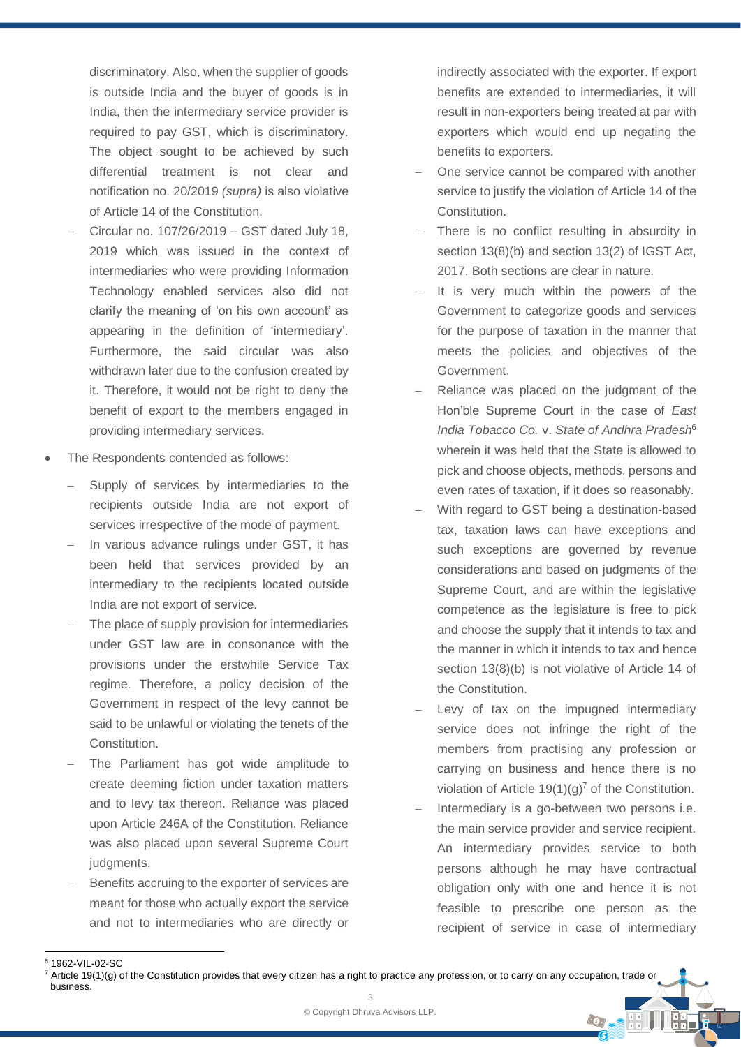discriminatory. Also, when the supplier of goods is outside India and the buyer of goods is in India, then the intermediary service provider is required to pay GST, which is discriminatory. The object sought to be achieved by such differential treatment is not clear and notification no. 20/2019 *(supra)* is also violative of Article 14 of the Constitution.

  - Circular no. 107/26/2019 – GST dated July 18, 2019 which was issued in the context of intermediaries who were providing Information Technology enabled services also did not clarify the meaning of 'on his own account' as appearing in the definition of 'intermediary'. Furthermore, the said circular was also withdrawn later due to the confusion created by it. Therefore, it would not be right to deny the benefit of export to the members engaged in providing intermediary services.

- The Respondents contended as follows:
  - Supply of services by intermediaries to the recipients outside India are not export of services irrespective of the mode of payment.
  - In various advance rulings under GST, it has been held that services provided by an intermediary to the recipients located outside India are not export of service.
  - The place of supply provision for intermediaries under GST law are in consonance with the provisions under the erstwhile Service Tax regime. Therefore, a policy decision of the Government in respect of the levy cannot be said to be unlawful or violating the tenets of the Constitution.
  - The Parliament has got wide amplitude to create deeming fiction under taxation matters and to levy tax thereon. Reliance was placed upon Article 246A of the Constitution. Reliance was also placed upon several Supreme Court judgments.
  - Benefits accruing to the exporter of services are meant for those who actually export the service and not to intermediaries who are directly or indirectly associated with the exporter. If export benefits are extended to intermediaries, it will result in non-exporters being treated at par with exporters which would end up negating the benefits to exporters.
  - One service cannot be compared with another service to justify the violation of Article 14 of the Constitution.
  - There is no conflict resulting in absurdity in section 13(8)(b) and section 13(2) of IGST Act, 2017. Both sections are clear in nature.
  - It is very much within the powers of the Government to categorize goods and services for the purpose of taxation in the manner that meets the policies and objectives of the Government.
  - Reliance was placed on the judgment of the Hon'ble Supreme Court in the case of *East India Tobacco Co.* v. *State of Andhra Pradesh*[6] wherein it was held that the State is allowed to pick and choose objects, methods, persons and even rates of taxation, if it does so reasonably.
  - With regard to GST being a destination-based tax, taxation laws can have exceptions and such exceptions are governed by revenue considerations and based on judgments of the Supreme Court, and are within the legislative competence as the legislature is free to pick and choose the supply that it intends to tax and the manner in which it intends to tax and hence section 13(8)(b) is not violative of Article 14 of the Constitution.
  - Levy of tax on the impugned intermediary service does not infringe the right of the members from practising any profession or carrying on business and hence there is no violation of Article 19(1)(g)[7] of the Constitution.
  - Intermediary is a go-between two persons i.e. the main service provider and service recipient. An intermediary provides service to both persons although he may have contractual obligation only with one and hence it is not feasible to prescribe one person as the recipient of service in case of intermediary

---

[6] 1962-VIL-02-SC

[7] Article 19(1)(g) of the Constitution provides that every citizen has a right to practice any profession, or to carry on any occupation, trade or business.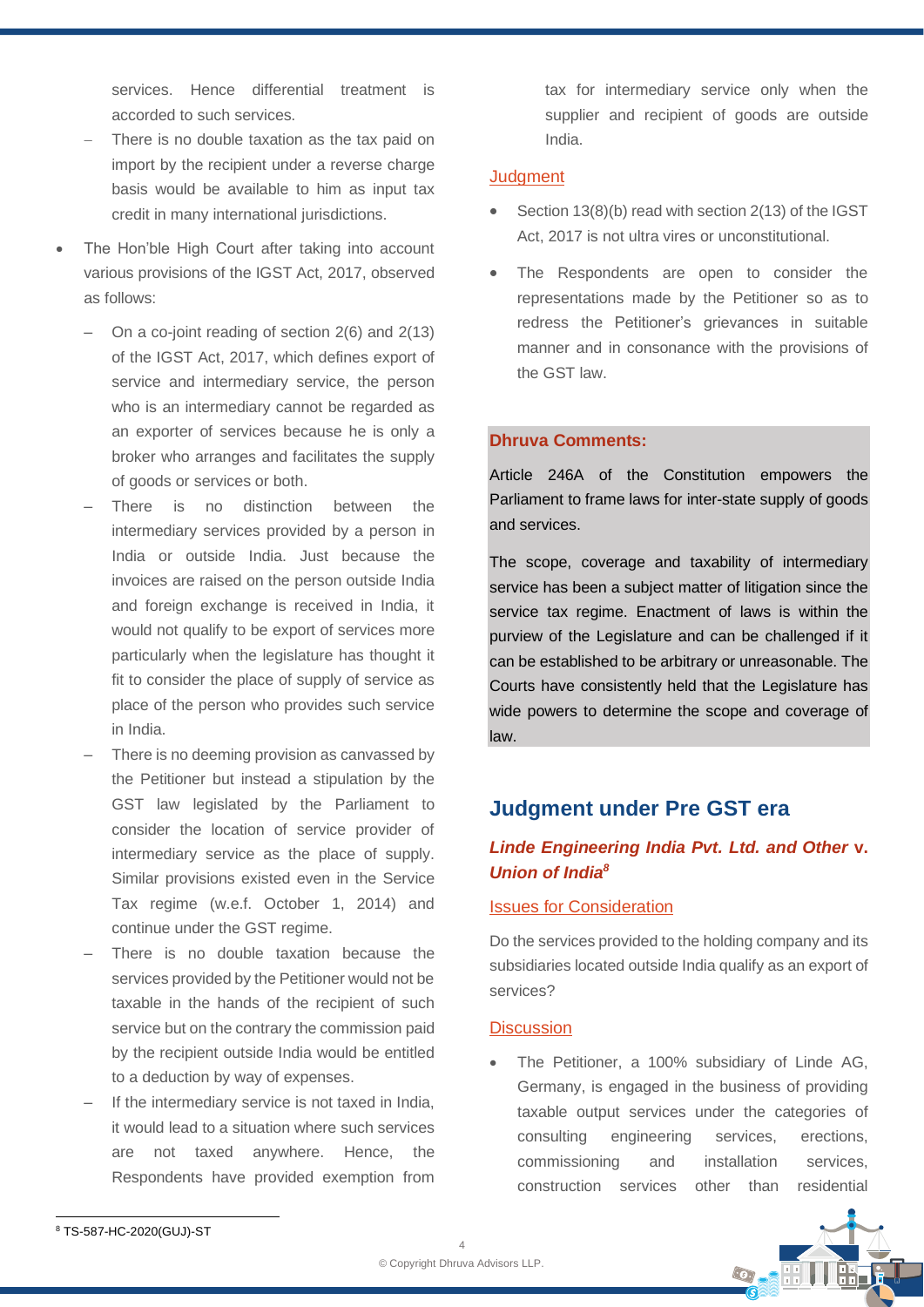services. Hence differential treatment is accorded to such services.
  - There is no double taxation as the tax paid on import by the recipient under a reverse charge basis would be available to him as input tax credit in many international jurisdictions.

- The Hon'ble High Court after taking into account various provisions of the IGST Act, 2017, observed as follows:
  - On a co-joint reading of section 2(6) and 2(13) of the IGST Act, 2017, which defines export of service and intermediary service, the person who is an intermediary cannot be regarded as an exporter of services because he is only a broker who arranges and facilitates the supply of goods or services or both.
  - There is no distinction between the intermediary services provided by a person in India or outside India. Just because the invoices are raised on the person outside India and foreign exchange is received in India, it would not qualify to be export of services more particularly when the legislature has thought it fit to consider the place of supply of service as place of the person who provides such service in India.
  - There is no deeming provision as canvassed by the Petitioner but instead a stipulation by the GST law legislated by the Parliament to consider the location of service provider of intermediary service as the place of supply. Similar provisions existed even in the Service Tax regime (w.e.f. October 1, 2014) and continue under the GST regime.
  - There is no double taxation because the services provided by the Petitioner would not be taxable in the hands of the recipient of such service but on the contrary the commission paid by the recipient outside India would be entitled to a deduction by way of expenses.
  - If the intermediary service is not taxed in India, it would lead to a situation where such services are not taxed anywhere. Hence, the Respondents have provided exemption from tax for intermediary service only when the supplier and recipient of goods are outside India.

### Judgment

- Section 13(8)(b) read with section 2(13) of the IGST Act, 2017 is not ultra vires or unconstitutional.
- The Respondents are open to consider the representations made by the Petitioner so as to redress the Petitioner's grievances in suitable manner and in consonance with the provisions of the GST law.

**Dhruva Comments:**

Article 246A of the Constitution empowers the Parliament to frame laws for inter-state supply of goods and services.

The scope, coverage and taxability of intermediary service has been a subject matter of litigation since the service tax regime. Enactment of laws is within the purview of the Legislature and can be challenged if it can be established to be arbitrary or unreasonable. The Courts have consistently held that the Legislature has wide powers to determine the scope and coverage of law.

## Judgment under Pre GST era

### *Linde Engineering India Pvt. Ltd. and Other* v. *Union of India*[8]

### Issues for Consideration

Do the services provided to the holding company and its subsidiaries located outside India qualify as an export of services?

### Discussion

- The Petitioner, a 100% subsidiary of Linde AG, Germany, is engaged in the business of providing taxable output services under the categories of consulting engineering services, erections, commissioning and installation services, construction services other than residential

[8] TS-587-HC-2020(GUJ)-ST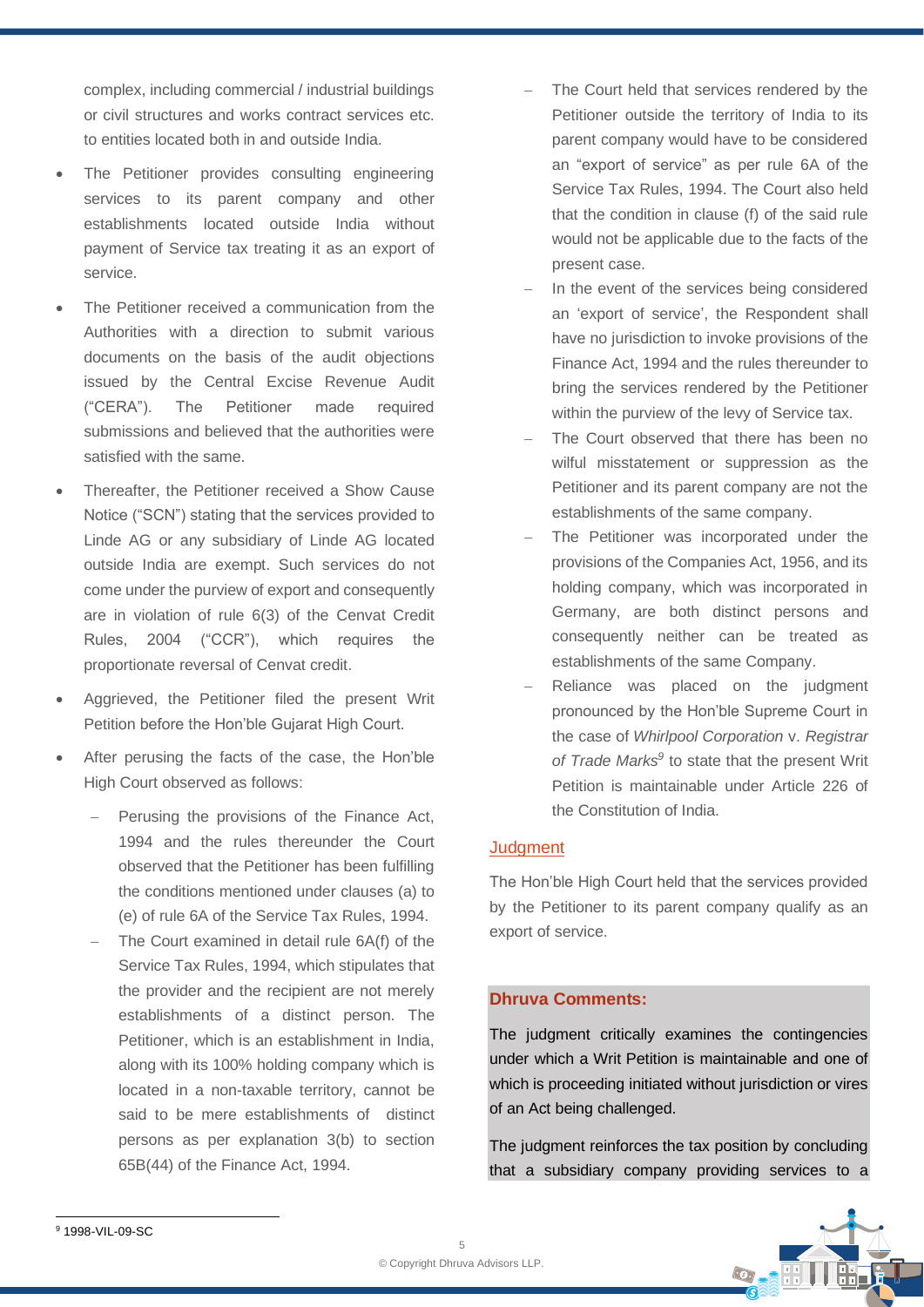complex, including commercial / industrial buildings or civil structures and works contract services etc. to entities located both in and outside India.

- The Petitioner provides consulting engineering services to its parent company and other establishments located outside India without payment of Service tax treating it as an export of service.
- The Petitioner received a communication from the Authorities with a direction to submit various documents on the basis of the audit objections issued by the Central Excise Revenue Audit ("CERA"). The Petitioner made required submissions and believed that the authorities were satisfied with the same.
- Thereafter, the Petitioner received a Show Cause Notice ("SCN") stating that the services provided to Linde AG or any subsidiary of Linde AG located outside India are exempt. Such services do not come under the purview of export and consequently are in violation of rule 6(3) of the Cenvat Credit Rules, 2004 ("CCR"), which requires the proportionate reversal of Cenvat credit.
- Aggrieved, the Petitioner filed the present Writ Petition before the Hon'ble Gujarat High Court.
- After perusing the facts of the case, the Hon'ble High Court observed as follows:
  - Perusing the provisions of the Finance Act, 1994 and the rules thereunder the Court observed that the Petitioner has been fulfilling the conditions mentioned under clauses (a) to (e) of rule 6A of the Service Tax Rules, 1994.
  - The Court examined in detail rule 6A(f) of the Service Tax Rules, 1994, which stipulates that the provider and the recipient are not merely establishments of a distinct person. The Petitioner, which is an establishment in India, along with its 100% holding company which is located in a non-taxable territory, cannot be said to be mere establishments of distinct persons as per explanation 3(b) to section 65B(44) of the Finance Act, 1994.
  - The Court held that services rendered by the Petitioner outside the territory of India to its parent company would have to be considered an "export of service" as per rule 6A of the Service Tax Rules, 1994. The Court also held that the condition in clause (f) of the said rule would not be applicable due to the facts of the present case.
  - In the event of the services being considered an 'export of service', the Respondent shall have no jurisdiction to invoke provisions of the Finance Act, 1994 and the rules thereunder to bring the services rendered by the Petitioner within the purview of the levy of Service tax.
  - The Court observed that there has been no wilful misstatement or suppression as the Petitioner and its parent company are not the establishments of the same company.
  - The Petitioner was incorporated under the provisions of the Companies Act, 1956, and its holding company, which was incorporated in Germany, are both distinct persons and consequently neither can be treated as establishments of the same Company.
  - Reliance was placed on the judgment pronounced by the Hon'ble Supreme Court in the case of *Whirlpool Corporation* v. *Registrar of Trade Marks*[9] to state that the present Writ Petition is maintainable under Article 226 of the Constitution of India.

## Judgment

The Hon'ble High Court held that the services provided by the Petitioner to its parent company qualify as an export of service.

**Dhruva Comments:**

The judgment critically examines the contingencies under which a Writ Petition is maintainable and one of which is proceeding initiated without jurisdiction or vires of an Act being challenged.

The judgment reinforces the tax position by concluding that a subsidiary company providing services to a

[9] 1998-VIL-09-SC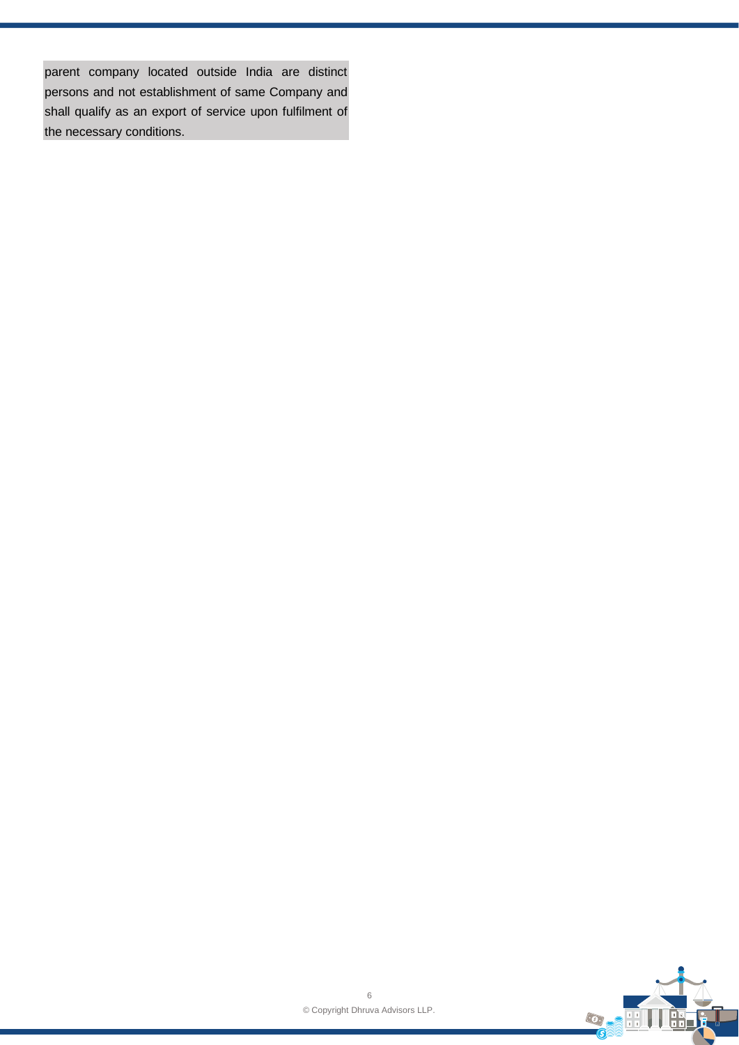parent company located outside India are distinct persons and not establishment of same Company and shall qualify as an export of service upon fulfilment of the necessary conditions.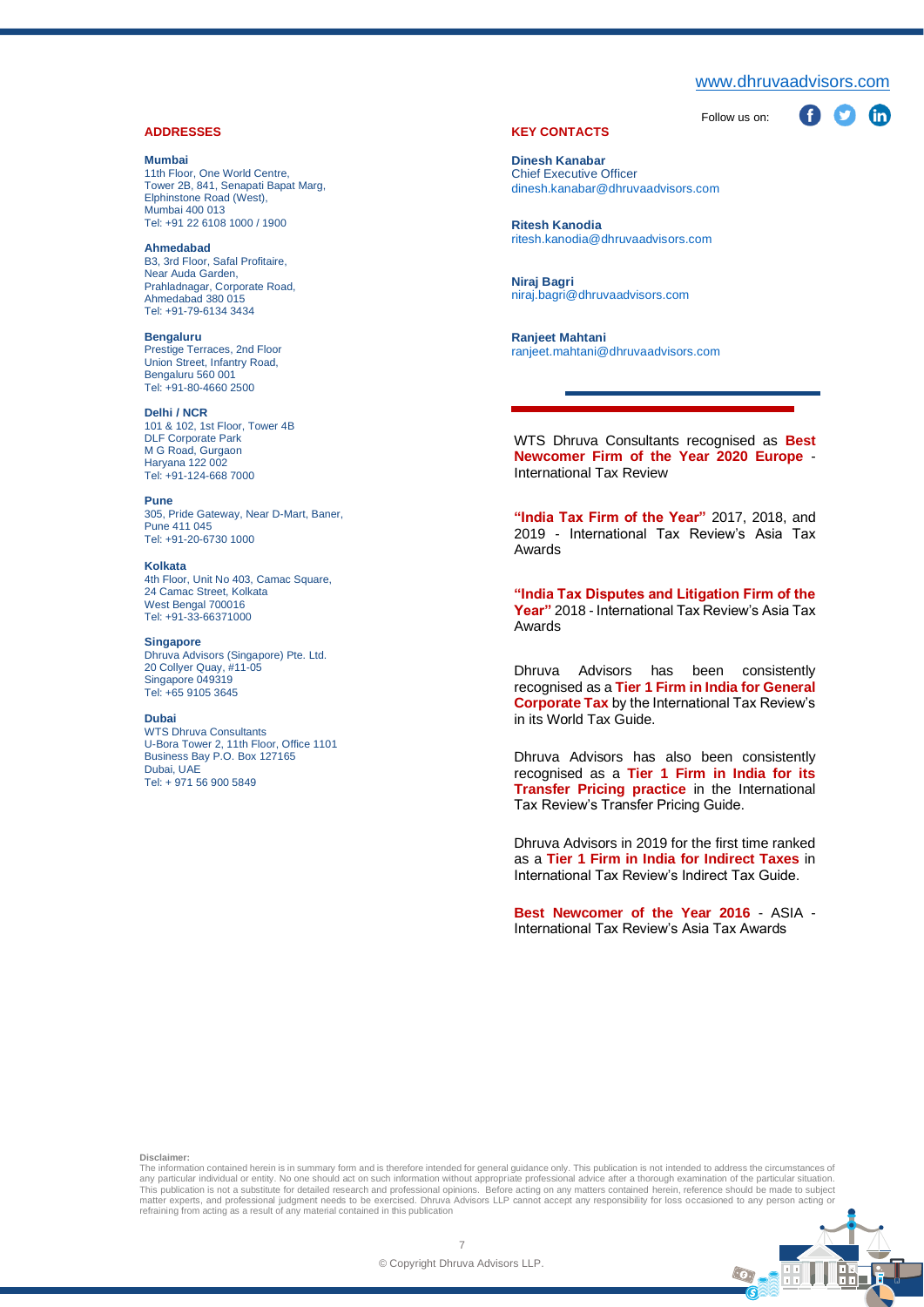www.dhruvaadvisors.com

Follow us on:

## ADDRESSES

**Mumbai**
11th Floor, One World Centre,
Tower 2B, 841, Senapati Bapat Marg,
Elphinstone Road (West),
Mumbai 400 013
Tel: +91 22 6108 1000 / 1900

**Ahmedabad**
B3, 3rd Floor, Safal Profitaire,
Near Auda Garden,
Prahladnagar, Corporate Road,
Ahmedabad 380 015
Tel: +91-79-6134 3434

**Bengaluru**
Prestige Terraces, 2nd Floor
Union Street, Infantry Road,
Bengaluru 560 001
Tel: +91-80-4660 2500

**Delhi / NCR**
101 & 102, 1st Floor, Tower 4B
DLF Corporate Park
M G Road, Gurgaon
Haryana 122 002
Tel: +91-124-668 7000

**Pune**
305, Pride Gateway, Near D-Mart, Baner,
Pune 411 045
Tel: +91-20-6730 1000

**Kolkata**
4th Floor, Unit No 403, Camac Square,
24 Camac Street, Kolkata
West Bengal 700016
Tel: +91-33-66371000

**Singapore**
Dhruva Advisors (Singapore) Pte. Ltd.
20 Collyer Quay, #11-05
Singapore 049319
Tel: +65 9105 3645

**Dubai**
WTS Dhruva Consultants
U-Bora Tower 2, 11th Floor, Office 1101
Business Bay P.O. Box 127165
Dubai, UAE
Tel: + 971 56 900 5849

## KEY CONTACTS

**Dinesh Kanabar**
Chief Executive Officer
dinesh.kanabar@dhruvaadvisors.com

**Ritesh Kanodia**
ritesh.kanodia@dhruvaadvisors.com

**Niraj Bagri**
niraj.bagri@dhruvaadvisors.com

**Ranjeet Mahtani**
ranjeet.mahtani@dhruvaadvisors.com

WTS Dhruva Consultants recognised as **Best Newcomer Firm of the Year 2020 Europe** - International Tax Review

**"India Tax Firm of the Year"** 2017, 2018, and 2019 - International Tax Review's Asia Tax Awards

**"India Tax Disputes and Litigation Firm of the Year"** 2018 - International Tax Review's Asia Tax Awards

Dhruva Advisors has been consistently recognised as a **Tier 1 Firm in India for General Corporate Tax** by the International Tax Review's in its World Tax Guide.

Dhruva Advisors has also been consistently recognised as a **Tier 1 Firm in India for its Transfer Pricing practice** in the International Tax Review's Transfer Pricing Guide.

Dhruva Advisors in 2019 for the first time ranked as a **Tier 1 Firm in India for Indirect Taxes** in International Tax Review's Indirect Tax Guide.

**Best Newcomer of the Year 2016** - ASIA - International Tax Review's Asia Tax Awards

**Disclaimer:**
The information contained herein is in summary form and is therefore intended for general guidance only. This publication is not intended to address the circumstances of any particular individual or entity. No one should act on such information without appropriate professional advice after a thorough examination of the particular situation. This publication is not a substitute for detailed research and professional opinions. Before acting on any matters contained herein, reference should be made to subject matter experts, and professional judgment needs to be exercised. Dhruva Advisors LLP cannot accept any responsibility for loss occasioned to any person acting or refraining from acting as a result of any material contained in this publication

© Copyright Dhruva Advisors LLP.